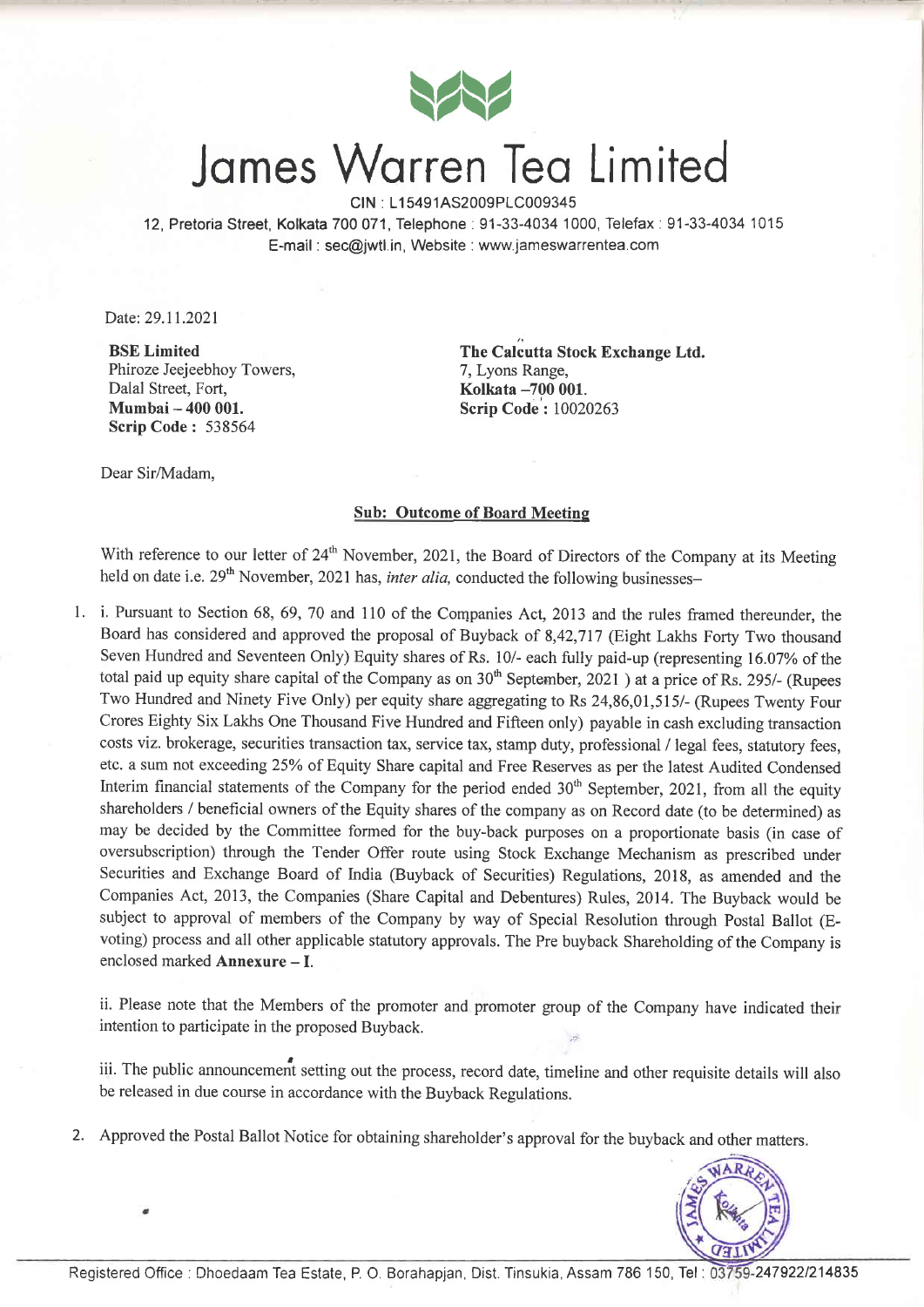# James Warren Tea Limited

CIN : L15491AS2009PLC009345

12, Pretoria Street, Kolkata 700 071, Telephone : 91-33-4034 1000, Telefax : 91-33-4034 1015

E-mail : sec@jwtl.in, Website : www.jameswarrentea.com

Date: 29.11.2021

**BSE Limited**
Phiroze Jeejeebhoy Towers,
Dalal Street, Fort,
**Mumbai – 400 001.**
**Scrip Code :** 538564

**The Calcutta Stock Exchange Ltd.**
7, Lyons Range,
**Kolkata –700 001.**
**Scrip Code :** 10020263

Dear Sir/Madam,

**Sub: Outcome of Board Meeting**

With reference to our letter of 24th November, 2021, the Board of Directors of the Company at its Meeting held on date i.e. 29th November, 2021 has, *inter alia,* conducted the following businesses–

1. i. Pursuant to Section 68, 69, 70 and 110 of the Companies Act, 2013 and the rules framed thereunder, the Board has considered and approved the proposal of Buyback of 8,42,717 (Eight Lakhs Forty Two thousand Seven Hundred and Seventeen Only) Equity shares of Rs. 10/- each fully paid-up (representing 16.07% of the total paid up equity share capital of the Company as on 30th September, 2021 ) at a price of Rs. 295/- (Rupees Two Hundred and Ninety Five Only) per equity share aggregating to Rs 24,86,01,515/- (Rupees Twenty Four Crores Eighty Six Lakhs One Thousand Five Hundred and Fifteen only) payable in cash excluding transaction costs viz. brokerage, securities transaction tax, service tax, stamp duty, professional / legal fees, statutory fees, etc. a sum not exceeding 25% of Equity Share capital and Free Reserves as per the latest Audited Condensed Interim financial statements of the Company for the period ended 30th September, 2021, from all the equity shareholders / beneficial owners of the Equity shares of the company as on Record date (to be determined) as may be decided by the Committee formed for the buy-back purposes on a proportionate basis (in case of oversubscription) through the Tender Offer route using Stock Exchange Mechanism as prescribed under Securities and Exchange Board of India (Buyback of Securities) Regulations, 2018, as amended and the Companies Act, 2013, the Companies (Share Capital and Debentures) Rules, 2014. The Buyback would be subject to approval of members of the Company by way of Special Resolution through Postal Ballot (E-voting) process and all other applicable statutory approvals. The Pre buyback Shareholding of the Company is enclosed marked **Annexure – I.**

   ii. Please note that the Members of the promoter and promoter group of the Company have indicated their intention to participate in the proposed Buyback.

   iii. The public announcement setting out the process, record date, timeline and other requisite details will also be released in due course in accordance with the Buyback Regulations.

2. Approved the Postal Ballot Notice for obtaining shareholder's approval for the buyback and other matters.

Registered Office : Dhoedaam Tea Estate, P. O. Borahapjan, Dist. Tinsukia, Assam 786 150, Tel : 03759-247922/214835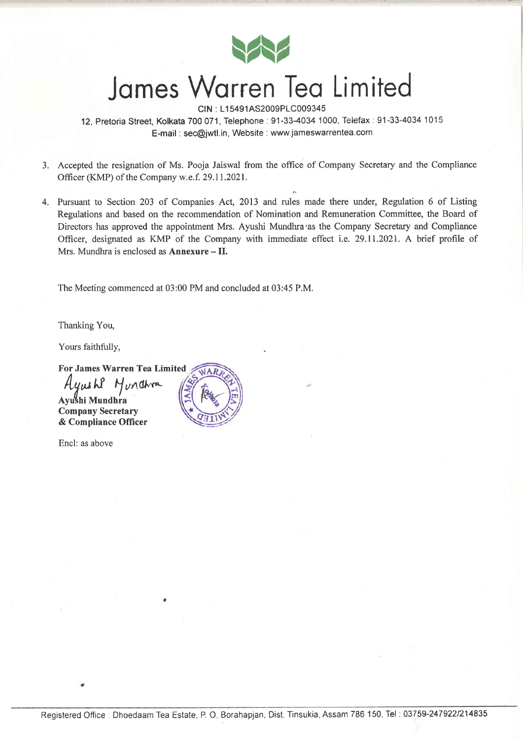# James Warren Tea Limited

CIN : L15491AS2009PLC009345

12, Pretoria Street, Kolkata 700 071, Telephone : 91-33-4034 1000, Telefax : 91-33-4034 1015

E-mail : sec@jwtl.in, Website : www.jameswarrentea.com

3. Accepted the resignation of Ms. Pooja Jaiswal from the office of Company Secretary and the Compliance Officer (KMP) of the Company w.e.f. 29.11.2021.

4. Pursuant to Section 203 of Companies Act, 2013 and rules made there under, Regulation 6 of Listing Regulations and based on the recommendation of Nomination and Remuneration Committee, the Board of Directors has approved the appointment Mrs. Ayushi Mundhra as the Company Secretary and Compliance Officer, designated as KMP of the Company with immediate effect i.e. 29.11.2021. A brief profile of Mrs. Mundhra is enclosed as **Annexure – II.**

The Meeting commenced at 03:00 PM and concluded at 03:45 P.M.

Thanking You,

Yours faithfully,

**For James Warren Tea Limited**

Ayushi Mundhra

**Ayushi Mundhra**
**Company Secretary**
**& Compliance Officer**

Encl: as above

Registered Office : Dhoedaam Tea Estate, P. O. Borahapjan, Dist. Tinsukia, Assam 786 150, Tel : 03759-247922/214835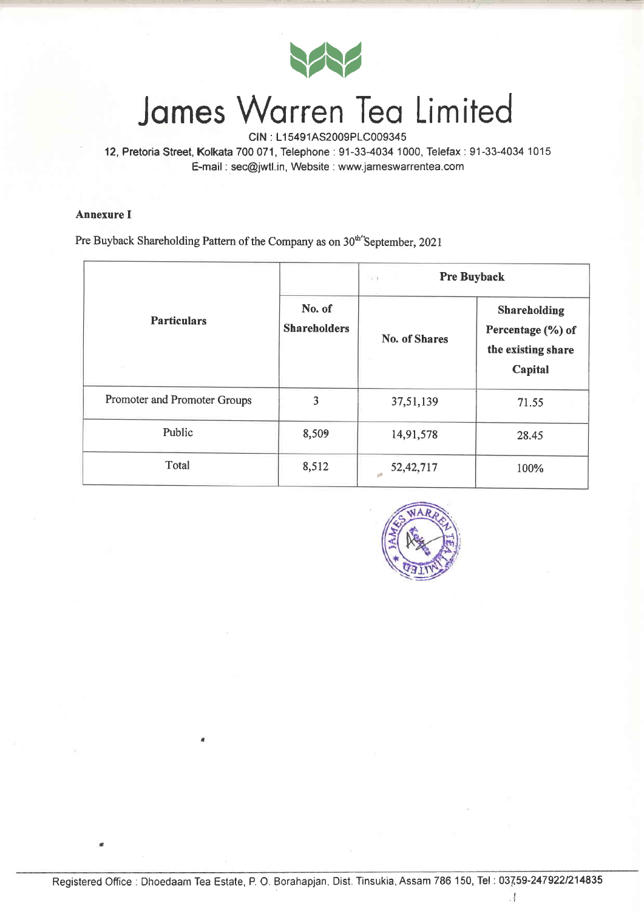# James Warren Tea Limited

CIN : L15491AS2009PLC009345

12, Pretoria Street, Kolkata 700 071, Telephone : 91-33-4034 1000, Telefax : 91-33-4034 1015

E-mail : sec@jwtl.in, Website : www.jameswarrentea.com

**Annexure I**

Pre Buyback Shareholding Pattern of the Company as on 30th September, 2021

| Particulars | No. of Shareholders | Pre Buyback | |
|---|---|---|---|
| | | **No. of Shares** | **Shareholding Percentage (%) of the existing share Capital** |
| Promoter and Promoter Groups | 3 | 37,51,139 | 71.55 |
| Public | 8,509 | 14,91,578 | 28.45 |
| Total | 8,512 | 52,42,717 | 100% |

Registered Office : Dhoedaam Tea Estate, P. O. Borahapjan, Dist. Tinsukia, Assam 786 150, Tel : 0375 9-247922/214835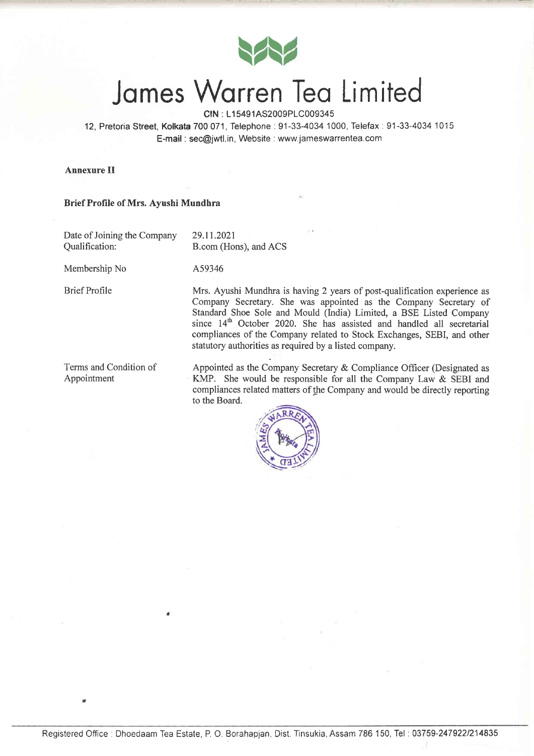# James Warren Tea Limited

CIN : L15491AS2009PLC009345

12, Pretoria Street, Kolkata 700 071, Telephone : 91-33-4034 1000, Telefax : 91-33-4034 1015

E-mail : sec@jwtl.in, Website : www.jameswarrentea.com

**Annexure II**

**Brief Profile of Mrs. Ayushi Mundhra**

| | |
|---|---|
| Date of Joining the Company | 29.11.2021 |
| Qualification: | B.com (Hons), and ACS |
| Membership No | A59346 |
| Brief Profile | Mrs. Ayushi Mundhra is having 2 years of post-qualification experience as Company Secretary. She was appointed as the Company Secretary of Standard Shoe Sole and Mould (India) Limited, a BSE Listed Company since 14th October 2020. She has assisted and handled all secretarial compliances of the Company related to Stock Exchanges, SEBI, and other statutory authorities as required by a listed company. |
| Terms and Condition of Appointment | Appointed as the Company Secretary & Compliance Officer (Designated as KMP. She would be responsible for all the Company Law & SEBI and compliances related matters of the Company and would be directly reporting to the Board. |

Registered Office : Dhoedaam Tea Estate, P. O. Borahapjan, Dist. Tinsukia, Assam 786 150, Tel : 03759-247922/214835